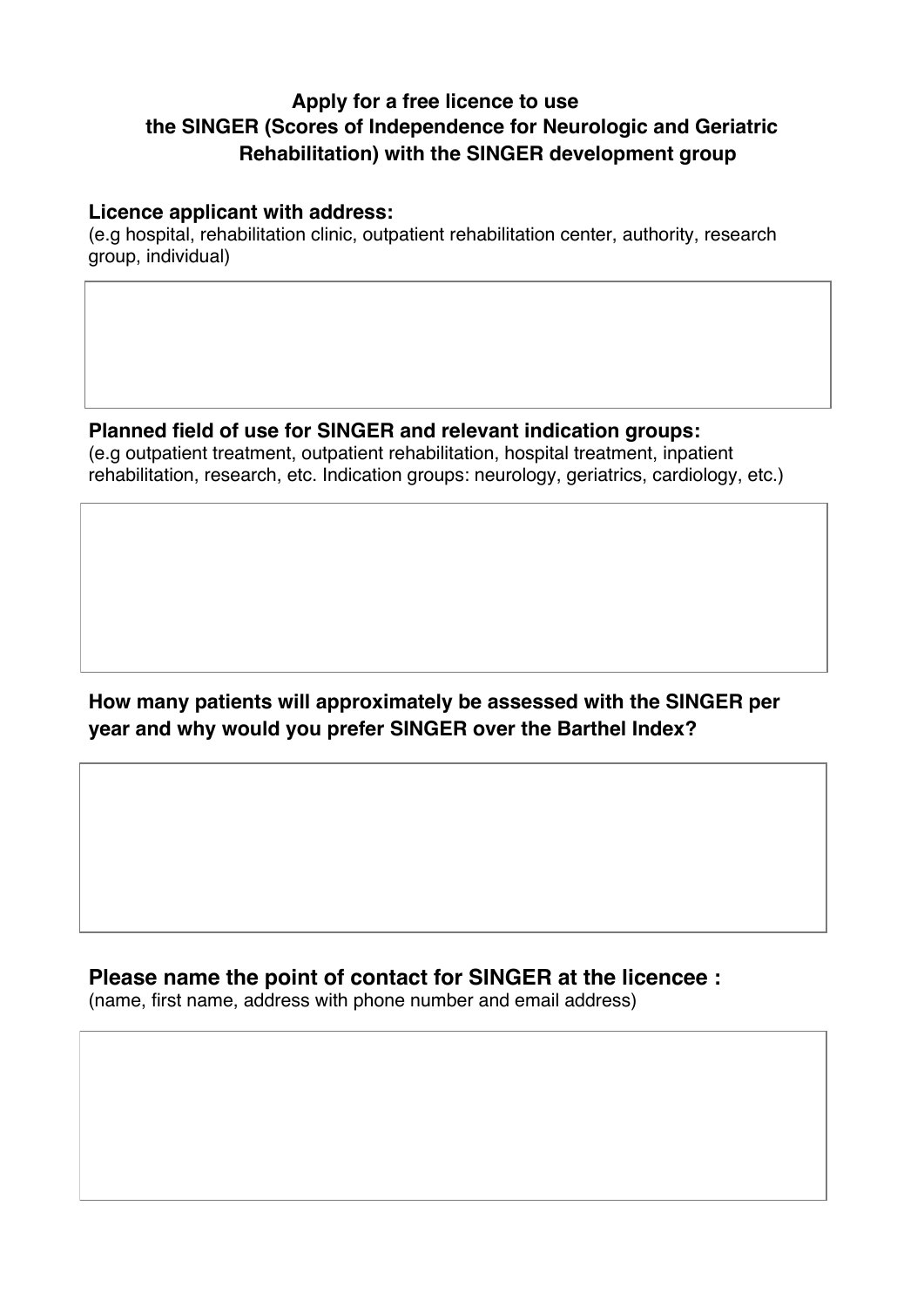# Apply for a free licence to use the SINGER (Scores of Independence for Neurologic and Geriatric Rehabilitation) with the SINGER development group

**Licence applicant with address:**

(e.g hospital, rehabilitation clinic, outpatient rehabilitation center, authority, research group, individual)

**Planned field of use for SINGER and relevant indication groups:**

(e.g outpatient treatment, outpatient rehabilitation, hospital treatment, inpatient rehabilitation, research, etc. Indication groups: neurology, geriatrics, cardiology, etc.)

**How many patients will approximately be assessed with the SINGER per year and why would you prefer SINGER over the Barthel Index?**

**Please name the point of contact for SINGER at the licencee :**

(name, first name, address with phone number and email address)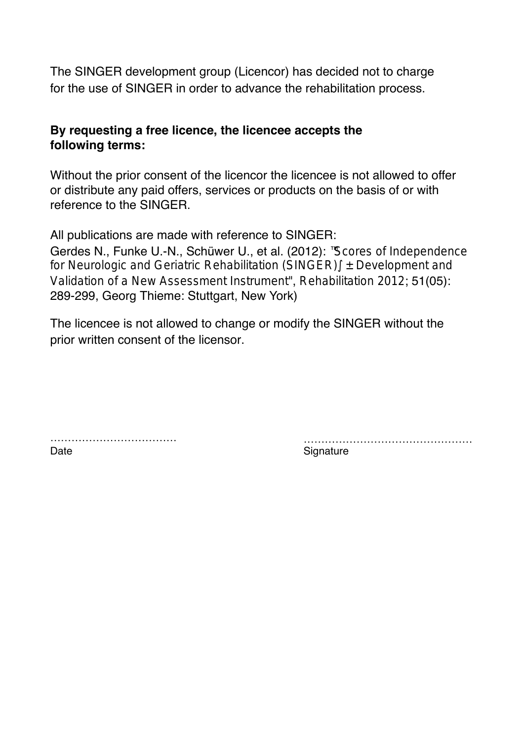The SINGER development group (Licencor) has decided not to charge for the use of SINGER in order to advance the rehabilitation process.

**By requesting a free licence, the licencee accepts the following terms:**

Without the prior consent of the licencor the licencee is not allowed to offer or distribute any paid offers, services or products on the basis of or with reference to the SINGER.

All publications are made with reference to SINGER:
Gerdes N., Funke U.-N., Schüwer U., et al. (2012): "Scores of Independence for Neurologic and Geriatric Rehabilitation (SINGER) – Development and Validation of a New Assessment Instrument", Rehabilitation 2012; 51(05): 289-299, Georg Thieme: Stuttgart, New York)

The licencee is not allowed to change or modify the SINGER without the prior written consent of the licensor.

……………………………… ………………………………………… 
Date Signature